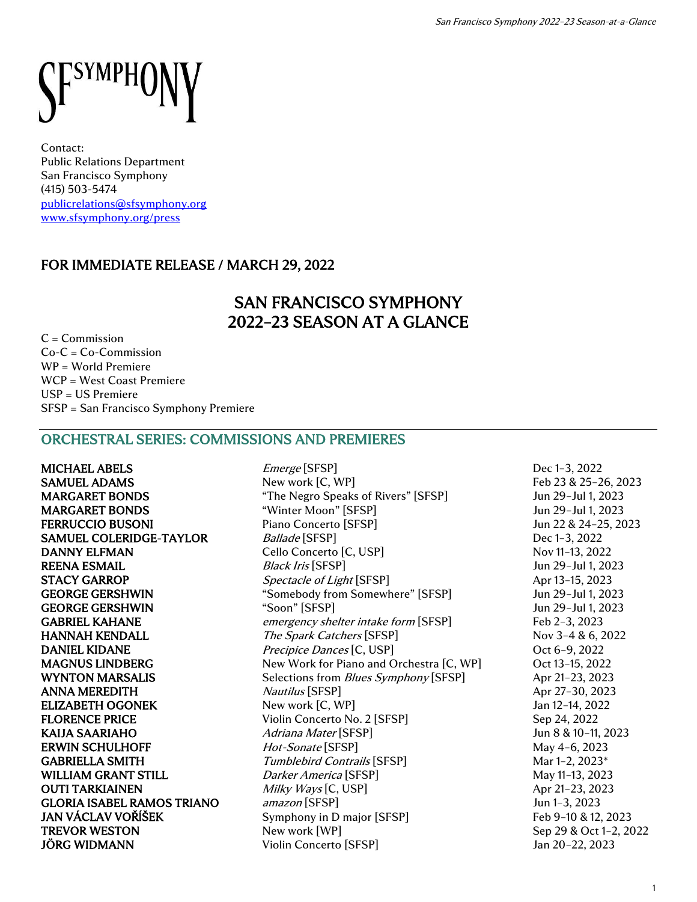SF SYMPHONY

Contact:
Public Relations Department
San Francisco Symphony
(415) 503-5474
publicrelations@sfsymphony.org
www.sfsymphony.org/press

## FOR IMMEDIATE RELEASE / MARCH 29, 2022

# SAN FRANCISCO SYMPHONY 2022–23 SEASON AT A GLANCE

C = Commission
Co-C = Co-Commission
WP = World Premiere
WCP = West Coast Premiere
USP = US Premiere
SFSP = San Francisco Symphony Premiere

## ORCHESTRAL SERIES: COMMISSIONS AND PREMIERES

| | | |
|---|---|---|
| **MICHAEL ABELS** | *Emerge* [SFSP] | Dec 1–3, 2022 |
| **SAMUEL ADAMS** | New work [C, WP] | Feb 23 & 25–26, 2023 |
| **MARGARET BONDS** | “The Negro Speaks of Rivers” [SFSP] | Jun 29–Jul 1, 2023 |
| **MARGARET BONDS** | “Winter Moon” [SFSP] | Jun 29–Jul 1, 2023 |
| **FERRUCCIO BUSONI** | Piano Concerto [SFSP] | Jun 22 & 24–25, 2023 |
| **SAMUEL COLERIDGE-TAYLOR** | *Ballade* [SFSP] | Dec 1–3, 2022 |
| **DANNY ELFMAN** | Cello Concerto [C, USP] | Nov 11–13, 2022 |
| **REENA ESMAIL** | *Black Iris* [SFSP] | Jun 29–Jul 1, 2023 |
| **STACY GARROP** | *Spectacle of Light* [SFSP] | Apr 13–15, 2023 |
| **GEORGE GERSHWIN** | “Somebody from Somewhere” [SFSP] | Jun 29–Jul 1, 2023 |
| **GEORGE GERSHWIN** | “Soon” [SFSP] | Jun 29–Jul 1, 2023 |
| **GABRIEL KAHANE** | *emergency shelter intake form* [SFSP] | Feb 2–3, 2023 |
| **HANNAH KENDALL** | *The Spark Catchers* [SFSP] | Nov 3–4 & 6, 2022 |
| **DANIEL KIDANE** | *Precipice Dances* [C, USP] | Oct 6–9, 2022 |
| **MAGNUS LINDBERG** | New Work for Piano and Orchestra [C, WP] | Oct 13–15, 2022 |
| **WYNTON MARSALIS** | Selections from *Blues Symphony* [SFSP] | Apr 21–23, 2023 |
| **ANNA MEREDITH** | *Nautilus* [SFSP] | Apr 27–30, 2023 |
| **ELIZABETH OGONEK** | New work [C, WP] | Jan 12–14, 2022 |
| **FLORENCE PRICE** | Violin Concerto No. 2 [SFSP] | Sep 24, 2022 |
| **KAIJA SAARIAHO** | *Adriana Mater* [SFSP] | Jun 8 & 10–11, 2023 |
| **ERWIN SCHULHOFF** | *Hot-Sonate* [SFSP] | May 4–6, 2023 |
| **GABRIELLA SMITH** | *Tumblebird Contrails* [SFSP] | Mar 1–2, 2023* |
| **WILLIAM GRANT STILL** | *Darker America* [SFSP] | May 11–13, 2023 |
| **OUTI TARKIAINEN** | *Milky Ways* [C, USP] | Apr 21–23, 2023 |
| **GLORIA ISABEL RAMOS TRIANO** | *amazon* [SFSP] | Jun 1–3, 2023 |
| **JAN VÁCLAV VOŘÍŠEK** | Symphony in D major [SFSP] | Feb 9–10 & 12, 2023 |
| **TREVOR WESTON** | New work [WP] | Sep 29 & Oct 1–2, 2022 |
| **JÖRG WIDMANN** | Violin Concerto [SFSP] | Jan 20–22, 2023 |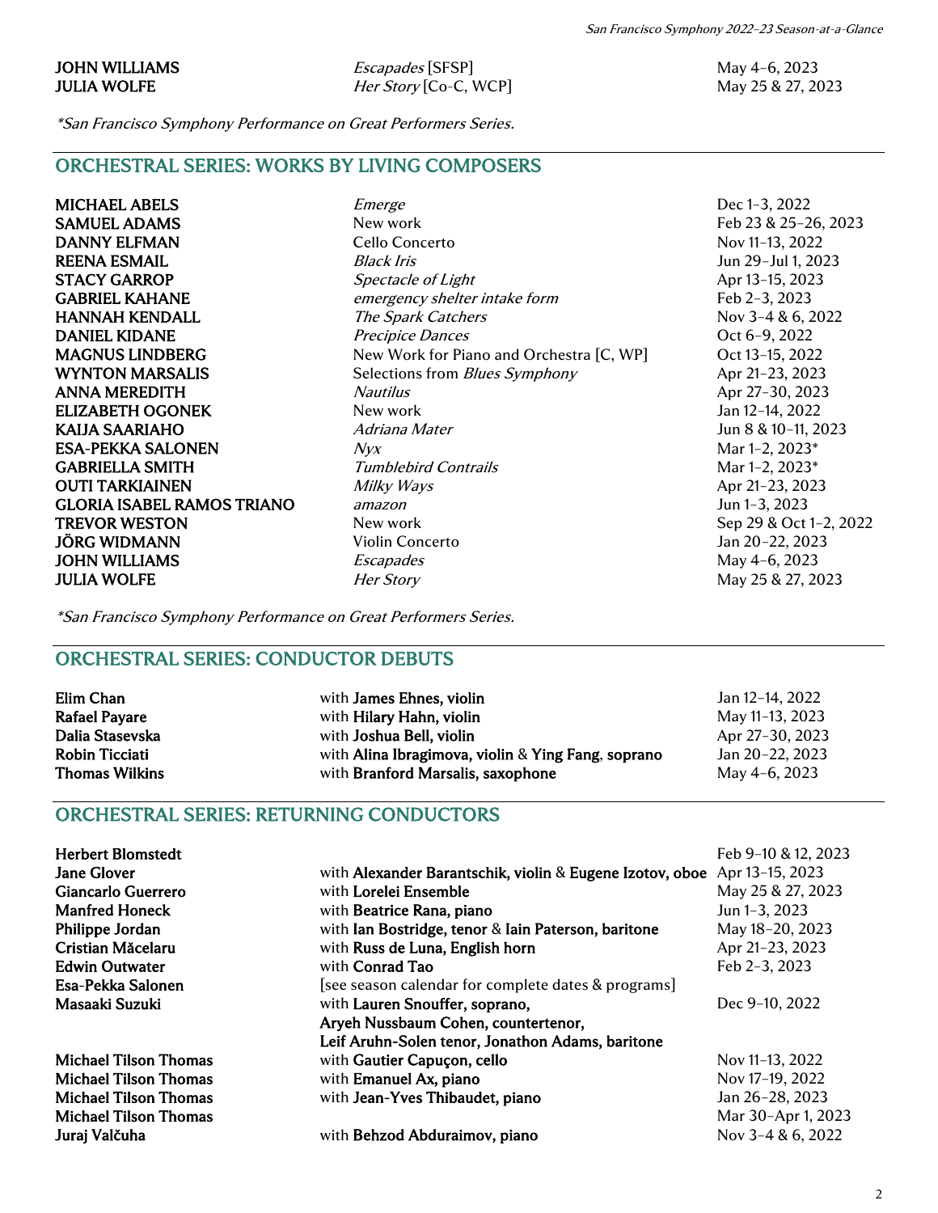| | | |
|---|---|---|
| **JOHN WILLIAMS** | *Escapades* [SFSP] | May 4–6, 2023 |
| **JULIA WOLFE** | *Her Story* [Co-C, WCP] | May 25 & 27, 2023 |

*\*San Francisco Symphony Performance on Great Performers Series.*

## ORCHESTRAL SERIES: WORKS BY LIVING COMPOSERS

| | | |
|---|---|---|
| **MICHAEL ABELS** | *Emerge* | Dec 1–3, 2022 |
| **SAMUEL ADAMS** | New work | Feb 23 & 25–26, 2023 |
| **DANNY ELFMAN** | Cello Concerto | Nov 11–13, 2022 |
| **REENA ESMAIL** | *Black Iris* | Jun 29–Jul 1, 2023 |
| **STACY GARROP** | *Spectacle of Light* | Apr 13–15, 2023 |
| **GABRIEL KAHANE** | *emergency shelter intake form* | Feb 2–3, 2023 |
| **HANNAH KENDALL** | *The Spark Catchers* | Nov 3–4 & 6, 2022 |
| **DANIEL KIDANE** | *Precipice Dances* | Oct 6–9, 2022 |
| **MAGNUS LINDBERG** | New Work for Piano and Orchestra [C, WP] | Oct 13–15, 2022 |
| **WYNTON MARSALIS** | Selections from *Blues Symphony* | Apr 21–23, 2023 |
| **ANNA MEREDITH** | *Nautilus* | Apr 27–30, 2023 |
| **ELIZABETH OGONEK** | New work | Jan 12–14, 2022 |
| **KAIJA SAARIAHO** | *Adriana Mater* | Jun 8 & 10–11, 2023 |
| **ESA-PEKKA SALONEN** | *Nyx* | Mar 1–2, 2023* |
| **GABRIELLA SMITH** | *Tumblebird Contrails* | Mar 1–2, 2023* |
| **OUTI TARKIAINEN** | *Milky Ways* | Apr 21–23, 2023 |
| **GLORIA ISABEL RAMOS TRIANO** | *amazon* | Jun 1–3, 2023 |
| **TREVOR WESTON** | New work | Sep 29 & Oct 1–2, 2022 |
| **JÖRG WIDMANN** | Violin Concerto | Jan 20–22, 2023 |
| **JOHN WILLIAMS** | *Escapades* | May 4–6, 2023 |
| **JULIA WOLFE** | *Her Story* | May 25 & 27, 2023 |

*\*San Francisco Symphony Performance on Great Performers Series.*

## ORCHESTRAL SERIES: CONDUCTOR DEBUTS

| | | |
|---|---|---|
| **Elim Chan** | with **James Ehnes, violin** | Jan 12–14, 2022 |
| **Rafael Payare** | with **Hilary Hahn, violin** | May 11–13, 2023 |
| **Dalia Stasevska** | with **Joshua Bell, violin** | Apr 27–30, 2023 |
| **Robin Ticciati** | with **Alina Ibragimova, violin** & **Ying Fang**, **soprano** | Jan 20–22, 2023 |
| **Thomas Wilkins** | with **Branford Marsalis, saxophone** | May 4–6, 2023 |

## ORCHESTRAL SERIES: RETURNING CONDUCTORS

| | | |
|---|---|---|
| **Herbert Blomstedt** | | Feb 9–10 & 12, 2023 |
| **Jane Glover** | with **Alexander Barantschik, violin** & **Eugene Izotov, oboe** | Apr 13–15, 2023 |
| **Giancarlo Guerrero** | with **Lorelei Ensemble** | May 25 & 27, 2023 |
| **Manfred Honeck** | with **Beatrice Rana, piano** | Jun 1–3, 2023 |
| **Philippe Jordan** | with **Ian Bostridge, tenor** & **Iain Paterson, baritone** | May 18–20, 2023 |
| **Cristian Măcelaru** | with **Russ de Luna, English horn** | Apr 21–23, 2023 |
| **Edwin Outwater** | with **Conrad Tao** | Feb 2–3, 2023 |
| **Esa-Pekka Salonen** | [see season calendar for complete dates & programs] | |
| **Masaaki Suzuki** | with **Lauren Snouffer, soprano, Aryeh Nussbaum Cohen, countertenor, Leif Aruhn-Solen tenor, Jonathon Adams, baritone** | Dec 9–10, 2022 |
| **Michael Tilson Thomas** | with **Gautier Capuçon, cello** | Nov 11–13, 2022 |
| **Michael Tilson Thomas** | with **Emanuel Ax, piano** | Nov 17–19, 2022 |
| **Michael Tilson Thomas** | with **Jean-Yves Thibaudet, piano** | Jan 26–28, 2023 |
| **Michael Tilson Thomas** | | Mar 30–Apr 1, 2023 |
| **Juraj Valčuha** | with **Behzod Abduraimov, piano** | Nov 3–4 & 6, 2022 |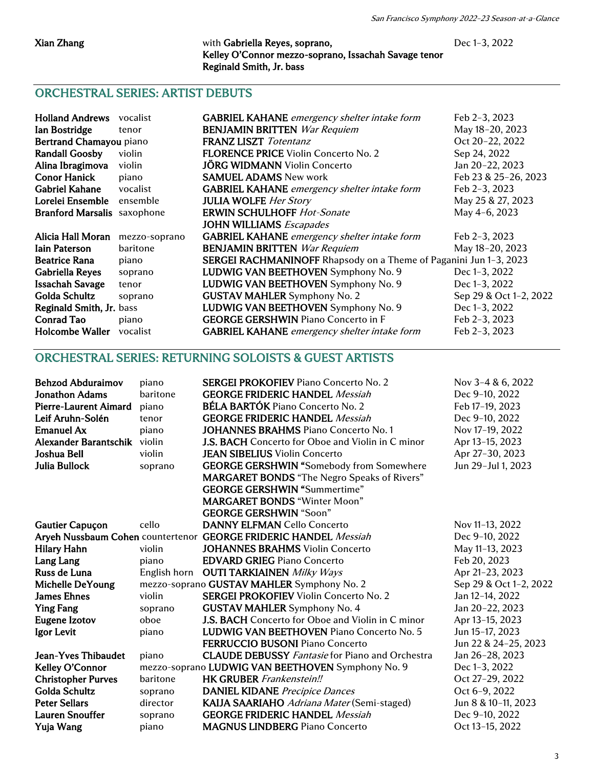| | | | |
|---|---|---|---|
| **Xian Zhang** | | with **Gabriella Reyes, soprano, Kelley O'Connor mezzo-soprano, Issachah Savage tenor Reginald Smith, Jr. bass** | Dec 1–3, 2022 |

## ORCHESTRAL SERIES: ARTIST DEBUTS

| | | | |
|---|---|---|---|
| **Holland Andrews** | vocalist | **GABRIEL KAHANE** *emergency shelter intake form* | Feb 2–3, 2023 |
| **Ian Bostridge** | tenor | **BENJAMIN BRITTEN** *War Requiem* | May 18–20, 2023 |
| **Bertrand Chamayou** | piano | **FRANZ LISZT** *Totentanz* | Oct 20–22, 2022 |
| **Randall Goosby** | violin | **FLORENCE PRICE** Violin Concerto No. 2 | Sep 24, 2022 |
| **Alina Ibragimova** | violin | **JÖRG WIDMANN** Violin Concerto | Jan 20–22, 2023 |
| **Conor Hanick** | piano | **SAMUEL ADAMS** New work | Feb 23 & 25–26, 2023 |
| **Gabriel Kahane** | vocalist | **GABRIEL KAHANE** *emergency shelter intake form* | Feb 2–3, 2023 |
| **Lorelei Ensemble** | ensemble | **JULIA WOLFE** *Her Story* | May 25 & 27, 2023 |
| **Branford Marsalis** | saxophone | **ERWIN SCHULHOFF** *Hot-Sonate*<br>**JOHN WILLIAMS** *Escapades* | May 4–6, 2023 |
| **Alicia Hall Moran** | mezzo-soprano | **GABRIEL KAHANE** *emergency shelter intake form* | Feb 2–3, 2023 |
| **Iain Paterson** | baritone | **BENJAMIN BRITTEN** *War Requiem* | May 18–20, 2023 |
| **Beatrice Rana** | piano | **SERGEI RACHMANINOFF** Rhapsody on a Theme of Paganini | Jun 1–3, 2023 |
| **Gabriella Reyes** | soprano | **LUDWIG VAN BEETHOVEN** Symphony No. 9 | Dec 1–3, 2022 |
| **Issachah Savage** | tenor | **LUDWIG VAN BEETHOVEN** Symphony No. 9 | Dec 1–3, 2022 |
| **Golda Schultz** | soprano | **GUSTAV MAHLER** Symphony No. 2 | Sep 29 & Oct 1–2, 2022 |
| **Reginald Smith, Jr.** | bass | **LUDWIG VAN BEETHOVEN** Symphony No. 9 | Dec 1–3, 2022 |
| **Conrad Tao** | piano | **GEORGE GERSHWIN** Piano Concerto in F | Feb 2–3, 2023 |
| **Holcombe Waller** | vocalist | **GABRIEL KAHANE** *emergency shelter intake form* | Feb 2–3, 2023 |

## ORCHESTRAL SERIES: RETURNING SOLOISTS & GUEST ARTISTS

| | | | |
|---|---|---|---|
| **Behzod Abduraimov** | piano | **SERGEI PROKOFIEV** Piano Concerto No. 2 | Nov 3–4 & 6, 2022 |
| **Jonathon Adams** | baritone | **GEORGE FRIDERIC HANDEL** *Messiah* | Dec 9–10, 2022 |
| **Pierre-Laurent Aimard** | piano | **BÉLA BARTÓK** Piano Concerto No. 2 | Feb 17–19, 2023 |
| **Leif Aruhn-Solén** | tenor | **GEORGE FRIDERIC HANDEL** *Messiah* | Dec 9–10, 2022 |
| **Emanuel Ax** | piano | **JOHANNES BRAHMS** Piano Concerto No. 1 | Nov 17–19, 2022 |
| **Alexander Barantschik** | violin | **J.S. BACH** Concerto for Oboe and Violin in C minor | Apr 13–15, 2023 |
| **Joshua Bell** | violin | **JEAN SIBELIUS** Violin Concerto | Apr 27–30, 2023 |
| **Julia Bullock** | soprano | **GEORGE GERSHWIN** "Somebody from Somewhere<br>**MARGARET BONDS** "The Negro Speaks of Rivers"<br>**GEORGE GERSHWIN** "Summertime"<br>**MARGARET BONDS** "Winter Moon"<br>**GEORGE GERSHWIN** "Soon" | Jun 29–Jul 1, 2023 |
| **Gautier Capuçon** | cello | **DANNY ELFMAN** Cello Concerto | Nov 11–13, 2022 |
| **Aryeh Nussbaum Cohen** | countertenor | **GEORGE FRIDERIC HANDEL** *Messiah* | Dec 9–10, 2022 |
| **Hilary Hahn** | violin | **JOHANNES BRAHMS** Violin Concerto | May 11–13, 2023 |
| **Lang Lang** | piano | **EDVARD GRIEG** Piano Concerto | Feb 20, 2023 |
| **Russ de Luna** | English horn | **OUTI TARKIAINEN** *Milky Ways* | Apr 21–23, 2023 |
| **Michelle DeYoung** | mezzo-soprano | **GUSTAV MAHLER** Symphony No. 2 | Sep 29 & Oct 1–2, 2022 |
| **James Ehnes** | violin | **SERGEI PROKOFIEV** Violin Concerto No. 2 | Jan 12–14, 2022 |
| **Ying Fang** | soprano | **GUSTAV MAHLER** Symphony No. 4 | Jan 20–22, 2023 |
| **Eugene Izotov** | oboe | **J.S. BACH** Concerto for Oboe and Violin in C minor | Apr 13–15, 2023 |
| **Igor Levit** | piano | **LUDWIG VAN BEETHOVEN** Piano Concerto No. 5<br>**FERRUCCIO BUSONI** Piano Concerto | Jun 15–17, 2023<br>Jun 22 & 24–25, 2023 |
| **Jean-Yves Thibaudet** | piano | **CLAUDE DEBUSSY** *Fantasie* for Piano and Orchestra | Jan 26–28, 2023 |
| **Kelley O'Connor** | mezzo-soprano | **LUDWIG VAN BEETHOVEN** Symphony No. 9 | Dec 1–3, 2022 |
| **Christopher Purves** | baritone | **HK GRUBER** *Frankenstein!!* | Oct 27–29, 2022 |
| **Golda Schultz** | soprano | **DANIEL KIDANE** *Precipice Dances* | Oct 6–9, 2022 |
| **Peter Sellars** | director | **KAIJA SAARIAHO** *Adriana Mater* (Semi-staged) | Jun 8 & 10–11, 2023 |
| **Lauren Snouffer** | soprano | **GEORGE FRIDERIC HANDEL** *Messiah* | Dec 9–10, 2022 |
| **Yuja Wang** | piano | **MAGNUS LINDBERG** Piano Concerto | Oct 13–15, 2022 |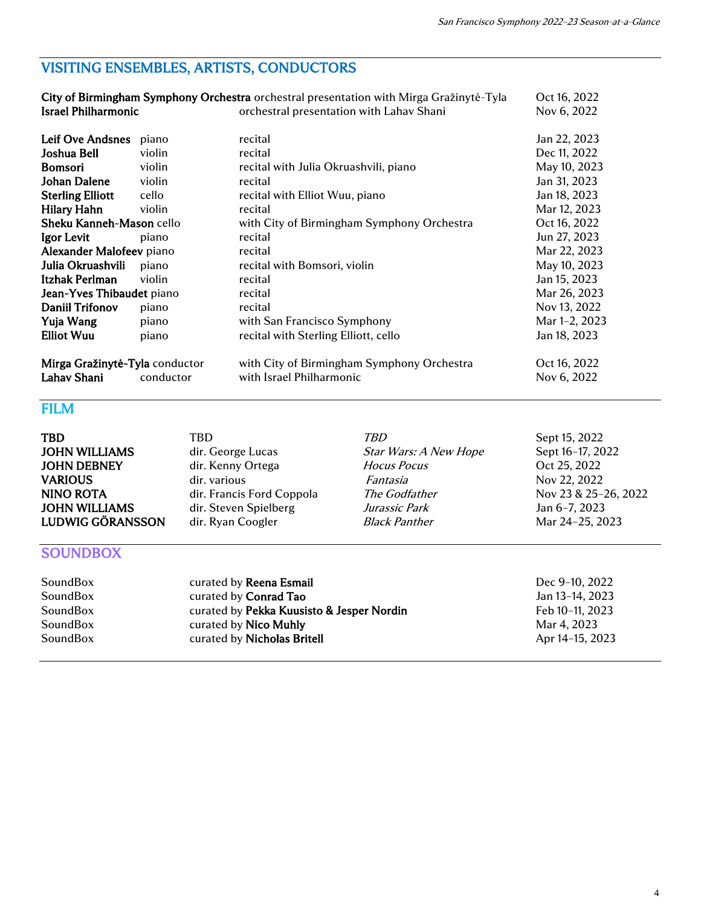## VISITING ENSEMBLES, ARTISTS, CONDUCTORS

| | | | |
|---|---|---|---|
| **City of Birmingham Symphony Orchestra** | | orchestral presentation with Mirga Gražinytė-Tyla | Oct 16, 2022 |
| **Israel Philharmonic** | | orchestral presentation with Lahav Shani | Nov 6, 2022 |
| **Leif Ove Andsnes** | piano | recital | Jan 22, 2023 |
| **Joshua Bell** | violin | recital | Dec 11, 2022 |
| **Bomsori** | violin | recital with Julia Okruashvili, piano | May 10, 2023 |
| **Johan Dalene** | violin | recital | Jan 31, 2023 |
| **Sterling Elliott** | cello | recital with Elliot Wuu, piano | Jan 18, 2023 |
| **Hilary Hahn** | violin | recital | Mar 12, 2023 |
| **Sheku Kanneh-Mason** | cello | with City of Birmingham Symphony Orchestra | Oct 16, 2022 |
| **Igor Levit** | piano | recital | Jun 27, 2023 |
| **Alexander Malofeev** | piano | recital | Mar 22, 2023 |
| **Julia Okruashvili** | piano | recital with Bomsori, violin | May 10, 2023 |
| **Itzhak Perlman** | violin | recital | Jan 15, 2023 |
| **Jean-Yves Thibaudet** | piano | recital | Mar 26, 2023 |
| **Daniil Trifonov** | piano | recital | Nov 13, 2022 |
| **Yuja Wang** | piano | with San Francisco Symphony | Mar 1–2, 2023 |
| **Elliot Wuu** | piano | recital with Sterling Elliott, cello | Jan 18, 2023 |
| **Mirga Gražinytė-Tyla** | conductor | with City of Birmingham Symphony Orchestra | Oct 16, 2022 |
| **Lahav Shani** | conductor | with Israel Philharmonic | Nov 6, 2022 |

## FILM

| | | | |
|---|---|---|---|
| **TBD** | TBD | *TBD* | Sept 15, 2022 |
| **JOHN WILLIAMS** | dir. George Lucas | *Star Wars: A New Hope* | Sept 16–17, 2022 |
| **JOHN DEBNEY** | dir. Kenny Ortega | *Hocus Pocus* | Oct 25, 2022 |
| **VARIOUS** | dir. various | *Fantasia* | Nov 22, 2022 |
| **NINO ROTA** | dir. Francis Ford Coppola | *The Godfather* | Nov 23 & 25–26, 2022 |
| **JOHN WILLIAMS** | dir. Steven Spielberg | *Jurassic Park* | Jan 6–7, 2023 |
| **LUDWIG GÖRANSSON** | dir. Ryan Coogler | *Black Panther* | Mar 24–25, 2023 |

## SOUNDBOX

| | | |
|---|---|---|
| SoundBox | curated by **Reena Esmail** | Dec 9–10, 2022 |
| SoundBox | curated by **Conrad Tao** | Jan 13–14, 2023 |
| SoundBox | curated by **Pekka Kuusisto & Jesper Nordin** | Feb 10–11, 2023 |
| SoundBox | curated by **Nico Muhly** | Mar 4, 2023 |
| SoundBox | curated by **Nicholas Britell** | Apr 14–15, 2023 |